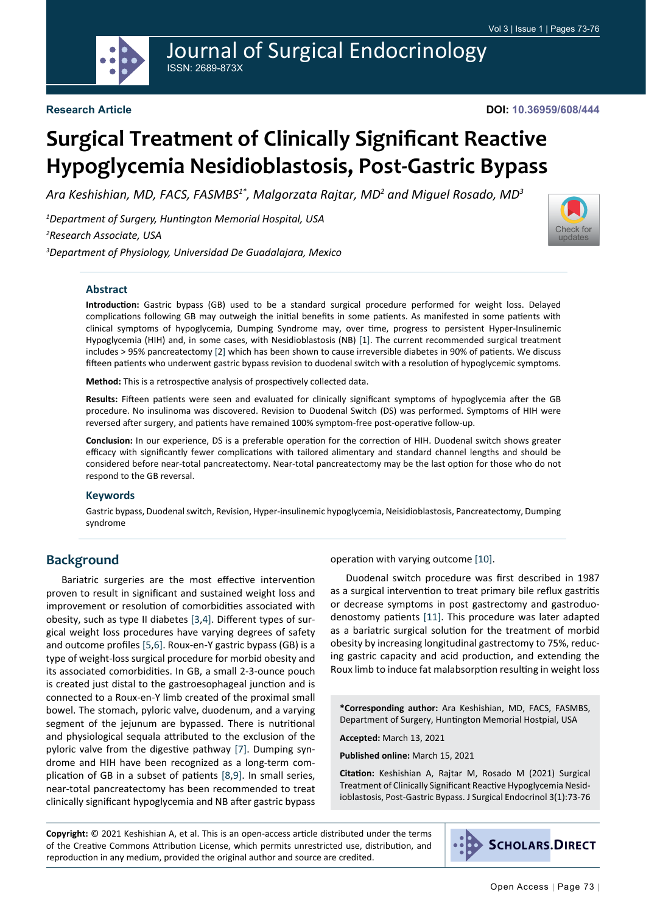Research Article

DOI: 10.36959/608/444

# Surgical Treatment of Clinically Significant Reactive Hypoglycemia Nesidioblastosis, Post-Gastric Bypass

*Ara Keshishian, MD, FACS, FASMBS[1*], Malgorzata Rajtar, MD[2] and Miguel Rosado, MD[3]*

[1]*Department of Surgery, Huntington Memorial Hospital, USA*

[2]*Research Associate, USA*

[3]*Department of Physiology, Universidad De Guadalajara, Mexico*

## Abstract

**Introduction:** Gastric bypass (GB) used to be a standard surgical procedure performed for weight loss. Delayed complications following GB may outweigh the initial benefits in some patients. As manifested in some patients with clinical symptoms of hypoglycemia, Dumping Syndrome may, over time, progress to persistent Hyper-Insulinemic Hypoglycemia (HIH) and, in some cases, with Nesidioblastosis (NB) [1]. The current recommended surgical treatment includes > 95% pancreatectomy [2] which has been shown to cause irreversible diabetes in 90% of patients. We discuss fifteen patients who underwent gastric bypass revision to duodenal switch with a resolution of hypoglycemic symptoms.

**Method:** This is a retrospective analysis of prospectively collected data.

**Results:** Fifteen patients were seen and evaluated for clinically significant symptoms of hypoglycemia after the GB procedure. No insulinoma was discovered. Revision to Duodenal Switch (DS) was performed. Symptoms of HIH were reversed after surgery, and patients have remained 100% symptom-free post-operative follow-up.

**Conclusion:** In our experience, DS is a preferable operation for the correction of HIH. Duodenal switch shows greater efficacy with significantly fewer complications with tailored alimentary and standard channel lengths and should be considered before near-total pancreatectomy. Near-total pancreatectomy may be the last option for those who do not respond to the GB reversal.

### Keywords

Gastric bypass, Duodenal switch, Revision, Hyper-insulinemic hypoglycemia, Neisidioblastosis, Pancreatectomy, Dumping syndrome

## Background

Bariatric surgeries are the most effective intervention proven to result in significant and sustained weight loss and improvement or resolution of comorbidities associated with obesity, such as type II diabetes [3,4]. Different types of surgical weight loss procedures have varying degrees of safety and outcome profiles [5,6]. Roux-en-Y gastric bypass (GB) is a type of weight-loss surgical procedure for morbid obesity and its associated comorbidities. In GB, a small 2-3-ounce pouch is created just distal to the gastroesophageal junction and is connected to a Roux-en-Y limb created of the proximal small bowel. The stomach, pyloric valve, duodenum, and a varying segment of the jejunum are bypassed. There is nutritional and physiological sequala attributed to the exclusion of the pyloric valve from the digestive pathway [7]. Dumping syndrome and HIH have been recognized as a long-term complication of GB in a subset of patients [8,9]. In small series, near-total pancreatectomy has been recommended to treat clinically significant hypoglycemia and NB after gastric bypass operation with varying outcome [10].

Duodenal switch procedure was first described in 1987 as a surgical intervention to treat primary bile reflux gastritis or decrease symptoms in post gastrectomy and gastroduodenostomy patients [11]. This procedure was later adapted as a bariatric surgical solution for the treatment of morbid obesity by increasing longitudinal gastrectomy to 75%, reducing gastric capacity and acid production, and extending the Roux limb to induce fat malabsorption resulting in weight loss

**\*Corresponding author:** Ara Keshishian, MD, FACS, FASMBS, Department of Surgery, Huntington Memorial Hostpial, USA

**Accepted:** March 13, 2021

**Published online:** March 15, 2021

**Citation:** Keshishian A, Rajtar M, Rosado M (2021) Surgical Treatment of Clinically Significant Reactive Hypoglycemia Nesidioblastosis, Post-Gastric Bypass. J Surgical Endocrinol 3(1):73-76

**Copyright:** © 2021 Keshishian A, et al. This is an open-access article distributed under the terms of the Creative Commons Attribution License, which permits unrestricted use, distribution, and reproduction in any medium, provided the original author and source are credited.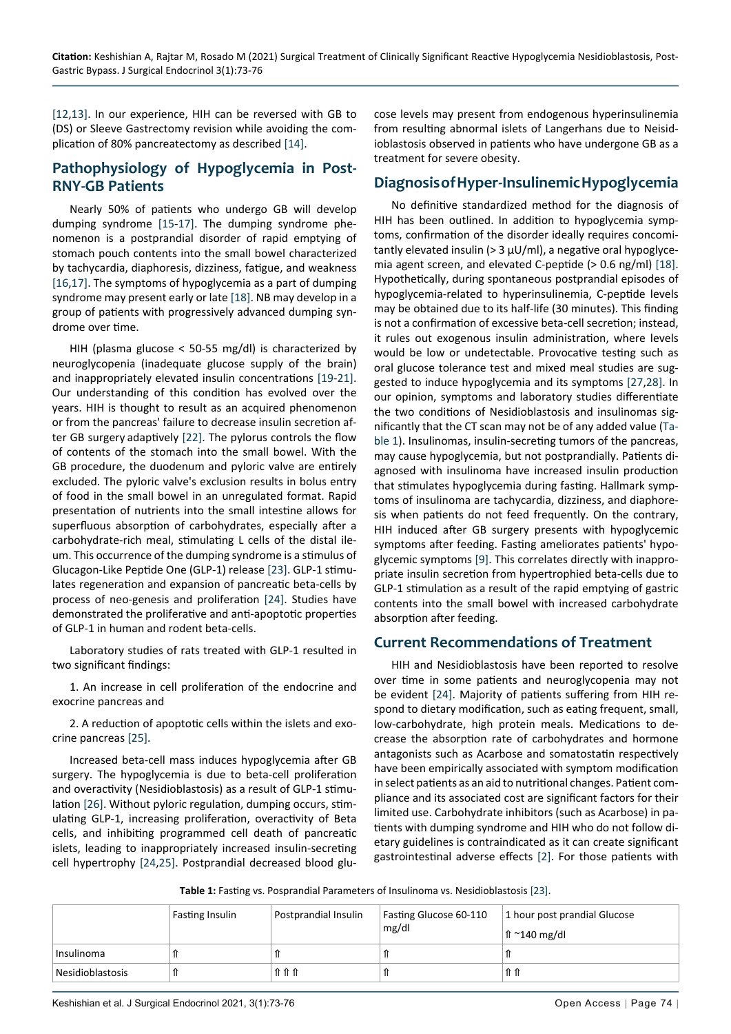[12,13]. In our experience, HIH can be reversed with GB to (DS) or Sleeve Gastrectomy revision while avoiding the complication of 80% pancreatectomy as described [14].

## Pathophysiology of Hypoglycemia in Post-RNY-GB Patients

Nearly 50% of patients who undergo GB will develop dumping syndrome [15-17]. The dumping syndrome phenomenon is a postprandial disorder of rapid emptying of stomach pouch contents into the small bowel characterized by tachycardia, diaphoresis, dizziness, fatigue, and weakness [16,17]. The symptoms of hypoglycemia as a part of dumping syndrome may present early or late [18]. NB may develop in a group of patients with progressively advanced dumping syndrome over time.

HIH (plasma glucose < 50-55 mg/dl) is characterized by neuroglycopenia (inadequate glucose supply of the brain) and inappropriately elevated insulin concentrations [19-21]. Our understanding of this condition has evolved over the years. HIH is thought to result as an acquired phenomenon or from the pancreas' failure to decrease insulin secretion after GB surgery adaptively [22]. The pylorus controls the flow of contents of the stomach into the small bowel. With the GB procedure, the duodenum and pyloric valve are entirely excluded. The pyloric valve's exclusion results in bolus entry of food in the small bowel in an unregulated format. Rapid presentation of nutrients into the small intestine allows for superfluous absorption of carbohydrates, especially after a carbohydrate-rich meal, stimulating L cells of the distal ileum. This occurrence of the dumping syndrome is a stimulus of Glucagon-Like Peptide One (GLP-1) release [23]. GLP-1 stimulates regeneration and expansion of pancreatic beta-cells by process of neo-genesis and proliferation [24]. Studies have demonstrated the proliferative and anti-apoptotic properties of GLP-1 in human and rodent beta-cells.

Laboratory studies of rats treated with GLP-1 resulted in two significant findings:

1. An increase in cell proliferation of the endocrine and exocrine pancreas and

2. A reduction of apoptotic cells within the islets and exocrine pancreas [25].

Increased beta-cell mass induces hypoglycemia after GB surgery. The hypoglycemia is due to beta-cell proliferation and overactivity (Nesidioblastosis) as a result of GLP-1 stimulation [26]. Without pyloric regulation, dumping occurs, stimulating GLP-1, increasing proliferation, overactivity of Beta cells, and inhibiting programmed cell death of pancreatic islets, leading to inappropriately increased insulin-secreting cell hypertrophy [24,25]. Postprandial decreased blood glucose levels may present from endogenous hyperinsulinemia from resulting abnormal islets of Langerhans due to Neisidioblastosis observed in patients who have undergone GB as a treatment for severe obesity.

## Diagnosis of Hyper-Insulinemic Hypoglycemia

No definitive standardized method for the diagnosis of HIH has been outlined. In addition to hypoglycemia symptoms, confirmation of the disorder ideally requires concomitantly elevated insulin (> 3 μU/ml), a negative oral hypoglycemia agent screen, and elevated C-peptide (> 0.6 ng/ml) [18]. Hypothetically, during spontaneous postprandial episodes of hypoglycemia-related to hyperinsulinemia, C-peptide levels may be obtained due to its half-life (30 minutes). This finding is not a confirmation of excessive beta-cell secretion; instead, it rules out exogenous insulin administration, where levels would be low or undetectable. Provocative testing such as oral glucose tolerance test and mixed meal studies are suggested to induce hypoglycemia and its symptoms [27,28]. In our opinion, symptoms and laboratory studies differentiate the two conditions of Nesidioblastosis and insulinomas significantly that the CT scan may not be of any added value (Table 1). Insulinomas, insulin-secreting tumors of the pancreas, may cause hypoglycemia, but not postprandially. Patients diagnosed with insulinoma have increased insulin production that stimulates hypoglycemia during fasting. Hallmark symptoms of insulinoma are tachycardia, dizziness, and diaphoresis when patients do not feed frequently. On the contrary, HIH induced after GB surgery presents with hypoglycemic symptoms after feeding. Fasting ameliorates patients' hypoglycemic symptoms [9]. This correlates directly with inappropriate insulin secretion from hypertrophied beta-cells due to GLP-1 stimulation as a result of the rapid emptying of gastric contents into the small bowel with increased carbohydrate absorption after feeding.

## Current Recommendations of Treatment

HIH and Nesidioblastosis have been reported to resolve over time in some patients and neuroglycopenia may not be evident [24]. Majority of patients suffering from HIH respond to dietary modification, such as eating frequent, small, low-carbohydrate, high protein meals. Medications to decrease the absorption rate of carbohydrates and hormone antagonists such as Acarbose and somatostatin respectively have been empirically associated with symptom modification in select patients as an aid to nutritional changes. Patient compliance and its associated cost are significant factors for their limited use. Carbohydrate inhibitors (such as Acarbose) in patients with dumping syndrome and HIH who do not follow dietary guidelines is contraindicated as it can create significant gastrointestinal adverse effects [2]. For those patients with

**Table 1:** Fasting vs. Posprandial Parameters of Insulinoma vs. Nesidioblastosis [23].

| | Fasting Insulin | Postprandial Insulin | Fasting Glucose 60-110 mg/dl | 1 hour post prandial Glucose ⇑ ~140 mg/dl |
|---|---|---|---|---|
| Insulinoma | ⇑ | ⇑ | ⇑ | ⇑ |
| Nesidioblastosis | ⇑ | ⇑ ⇑ ⇑ | ⇑ | ⇑ ⇑ |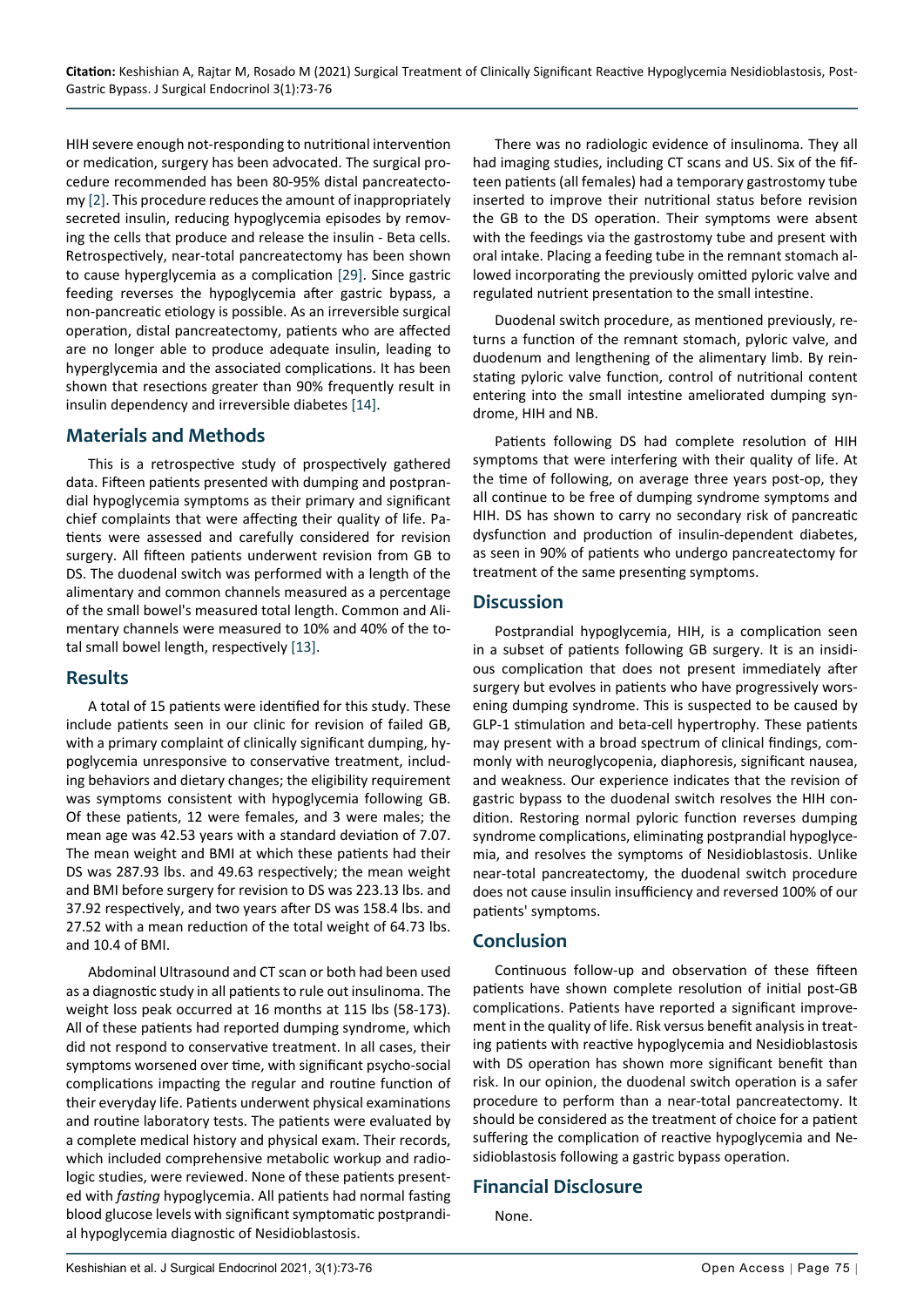HIH severe enough not-responding to nutritional intervention or medication, surgery has been advocated. The surgical procedure recommended has been 80-95% distal pancreatectomy [2]. This procedure reduces the amount of inappropriately secreted insulin, reducing hypoglycemia episodes by removing the cells that produce and release the insulin - Beta cells. Retrospectively, near-total pancreatectomy has been shown to cause hyperglycemia as a complication [29]. Since gastric feeding reverses the hypoglycemia after gastric bypass, a non-pancreatic etiology is possible. As an irreversible surgical operation, distal pancreatectomy, patients who are affected are no longer able to produce adequate insulin, leading to hyperglycemia and the associated complications. It has been shown that resections greater than 90% frequently result in insulin dependency and irreversible diabetes [14].

## Materials and Methods

This is a retrospective study of prospectively gathered data. Fifteen patients presented with dumping and postprandial hypoglycemia symptoms as their primary and significant chief complaints that were affecting their quality of life. Patients were assessed and carefully considered for revision surgery. All fifteen patients underwent revision from GB to DS. The duodenal switch was performed with a length of the alimentary and common channels measured as a percentage of the small bowel's measured total length. Common and Alimentary channels were measured to 10% and 40% of the total small bowel length, respectively [13].

## Results

A total of 15 patients were identified for this study. These include patients seen in our clinic for revision of failed GB, with a primary complaint of clinically significant dumping, hypoglycemia unresponsive to conservative treatment, including behaviors and dietary changes; the eligibility requirement was symptoms consistent with hypoglycemia following GB. Of these patients, 12 were females, and 3 were males; the mean age was 42.53 years with a standard deviation of 7.07. The mean weight and BMI at which these patients had their DS was 287.93 lbs. and 49.63 respectively; the mean weight and BMI before surgery for revision to DS was 223.13 lbs. and 37.92 respectively, and two years after DS was 158.4 lbs. and 27.52 with a mean reduction of the total weight of 64.73 lbs. and 10.4 of BMI.

Abdominal Ultrasound and CT scan or both had been used as a diagnostic study in all patients to rule out insulinoma. The weight loss peak occurred at 16 months at 115 lbs (58-173). All of these patients had reported dumping syndrome, which did not respond to conservative treatment. In all cases, their symptoms worsened over time, with significant psycho-social complications impacting the regular and routine function of their everyday life. Patients underwent physical examinations and routine laboratory tests. The patients were evaluated by a complete medical history and physical exam. Their records, which included comprehensive metabolic workup and radiologic studies, were reviewed. None of these patients presented with *fasting* hypoglycemia. All patients had normal fasting blood glucose levels with significant symptomatic postprandial hypoglycemia diagnostic of Nesidioblastosis.

There was no radiologic evidence of insulinoma. They all had imaging studies, including CT scans and US. Six of the fifteen patients (all females) had a temporary gastrostomy tube inserted to improve their nutritional status before revision the GB to the DS operation. Their symptoms were absent with the feedings via the gastrostomy tube and present with oral intake. Placing a feeding tube in the remnant stomach allowed incorporating the previously omitted pyloric valve and regulated nutrient presentation to the small intestine.

Duodenal switch procedure, as mentioned previously, returns a function of the remnant stomach, pyloric valve, and duodenum and lengthening of the alimentary limb. By reinstating pyloric valve function, control of nutritional content entering into the small intestine ameliorated dumping syndrome, HIH and NB.

Patients following DS had complete resolution of HIH symptoms that were interfering with their quality of life. At the time of following, on average three years post-op, they all continue to be free of dumping syndrome symptoms and HIH. DS has shown to carry no secondary risk of pancreatic dysfunction and production of insulin-dependent diabetes, as seen in 90% of patients who undergo pancreatectomy for treatment of the same presenting symptoms.

## Discussion

Postprandial hypoglycemia, HIH, is a complication seen in a subset of patients following GB surgery. It is an insidious complication that does not present immediately after surgery but evolves in patients who have progressively worsening dumping syndrome. This is suspected to be caused by GLP-1 stimulation and beta-cell hypertrophy. These patients may present with a broad spectrum of clinical findings, commonly with neuroglycopenia, diaphoresis, significant nausea, and weakness. Our experience indicates that the revision of gastric bypass to the duodenal switch resolves the HIH condition. Restoring normal pyloric function reverses dumping syndrome complications, eliminating postprandial hypoglycemia, and resolves the symptoms of Nesidioblastosis. Unlike near-total pancreatectomy, the duodenal switch procedure does not cause insulin insufficiency and reversed 100% of our patients' symptoms.

## Conclusion

Continuous follow-up and observation of these fifteen patients have shown complete resolution of initial post-GB complications. Patients have reported a significant improvement in the quality of life. Risk versus benefit analysis in treating patients with reactive hypoglycemia and Nesidioblastosis with DS operation has shown more significant benefit than risk. In our opinion, the duodenal switch operation is a safer procedure to perform than a near-total pancreatectomy. It should be considered as the treatment of choice for a patient suffering the complication of reactive hypoglycemia and Nesidioblastosis following a gastric bypass operation.

## Financial Disclosure

None.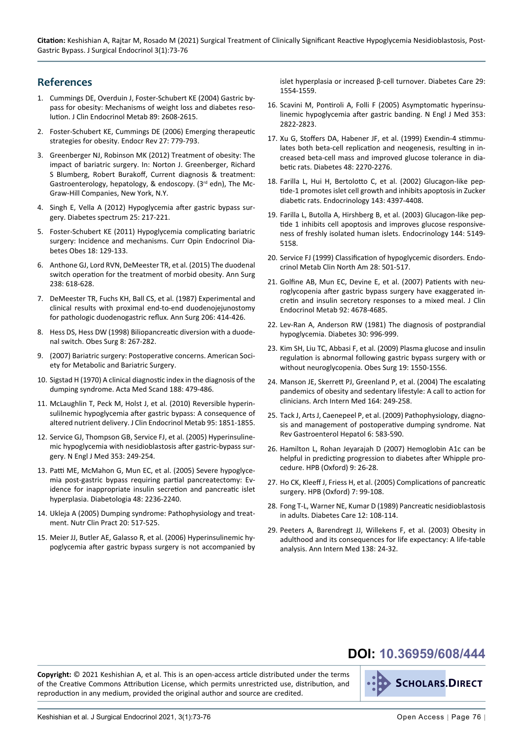## References

1. Cummings DE, Overduin J, Foster-Schubert KE (2004) Gastric bypass for obesity: Mechanisms of weight loss and diabetes resolution. J Clin Endocrinol Metab 89: 2608-2615.
2. Foster-Schubert KE, Cummings DE (2006) Emerging therapeutic strategies for obesity. Endocr Rev 27: 779-793.
3. Greenberger NJ, Robinson MK (2012) Treatment of obesity: The impact of bariatric surgery. In: Norton J. Greenberger, Richard S Blumberg, Robert Burakoff, Current diagnosis & treatment: Gastroenterology, hepatology, & endoscopy. (3rd edn), The McGraw-Hill Companies, New York, N.Y.
4. Singh E, Vella A (2012) Hypoglycemia after gastric bypass surgery. Diabetes spectrum 25: 217-221.
5. Foster-Schubert KE (2011) Hypoglycemia complicating bariatric surgery: Incidence and mechanisms. Curr Opin Endocrinol Diabetes Obes 18: 129-133.
6. Anthone GJ, Lord RVN, DeMeester TR, et al. (2015) The duodenal switch operation for the treatment of morbid obesity. Ann Surg 238: 618-628.
7. DeMeester TR, Fuchs KH, Ball CS, et al. (1987) Experimental and clinical results with proximal end-to-end duodenojejunostomy for pathologic duodenogastric reflux. Ann Surg 206: 414-426.
8. Hess DS, Hess DW (1998) Biliopancreatic diversion with a duodenal switch. Obes Surg 8: 267-282.
9. (2007) Bariatric surgery: Postoperative concerns. American Society for Metabolic and Bariatric Surgery.
10. Sigstad H (1970) A clinical diagnostic index in the diagnosis of the dumping syndrome. Acta Med Scand 188: 479-486.
11. McLaughlin T, Peck M, Holst J, et al. (2010) Reversible hyperinsulilnemic hypoglycemia after gastric bypass: A consequence of altered nutrient delivery. J Clin Endocrinol Metab 95: 1851-1855.
12. Service GJ, Thompson GB, Service FJ, et al. (2005) Hyperinsulinemic hypoglycemia with nesidioblastosis after gastric-bypass surgery. N Engl J Med 353: 249-254.
13. Patti ME, McMahon G, Mun EC, et al. (2005) Severe hypoglycemia post-gastric bypass requiring partial pancreatectomy: Evidence for inappropriate insulin secretion and pancreatic islet hyperplasia. Diabetologia 48: 2236-2240.
14. Ukleja A (2005) Dumping syndrome: Pathophysiology and treatment. Nutr Clin Pract 20: 517-525.
15. Meier JJ, Butler AE, Galasso R, et al. (2006) Hyperinsulinemic hypoglycemia after gastric bypass surgery is not accompanied by islet hyperplasia or increased β-cell turnover. Diabetes Care 29: 1554-1559.
16. Scavini M, Pontiroli A, Folli F (2005) Asymptomatic hyperinsulinemic hypoglycemia after gastric banding. N Engl J Med 353: 2822-2823.
17. Xu G, Stoffers DA, Habener JF, et al. (1999) Exendin-4 stimmulates both beta-cell replication and neogenesis, resulting in increased beta-cell mass and improved glucose tolerance in diabetic rats. Diabetes 48: 2270-2276.
18. Farilla L, Hui H, Bertolotto C, et al. (2002) Glucagon-like peptide-1 promotes islet cell growth and inhibits apoptosis in Zucker diabetic rats. Endocrinology 143: 4397-4408.
19. Farilla L, Butolla A, Hirshberg B, et al. (2003) Glucagon-like peptide 1 inhibits cell apoptosis and improves glucose responsiveness of freshly isolated human islets. Endocrinology 144: 5149-5158.
20. Service FJ (1999) Classification of hypoglycemic disorders. Endocrinol Metab Clin North Am 28: 501-517.
21. Golfine AB, Mun EC, Devine E, et al. (2007) Patients with neuroglycopenia after gastric bypass surgery have exaggerated incretin and insulin secretory responses to a mixed meal. J Clin Endocrinol Metab 92: 4678-4685.
22. Lev-Ran A, Anderson RW (1981) The diagnosis of postprandial hypoglycemia. Diabetes 30: 996-999.
23. Kim SH, Liu TC, Abbasi F, et al. (2009) Plasma glucose and insulin regulation is abnormal following gastric bypass surgery with or without neuroglycopenia. Obes Surg 19: 1550-1556.
24. Manson JE, Skerrett PJ, Greenland P, et al. (2004) The escalating pandemics of obesity and sedentary lifestyle: A call to action for clinicians. Arch Intern Med 164: 249-258.
25. Tack J, Arts J, Caenepeel P, et al. (2009) Pathophysiology, diagnosis and management of postoperative dumping syndrome. Nat Rev Gastroenterol Hepatol 6: 583-590.
26. Hamilton L, Rohan Jeyarajah D (2007) Hemoglobin A1c can be helpful in predicting progression to diabetes after Whipple procedure. HPB (Oxford) 9: 26-28.
27. Ho CK, Kleeff J, Friess H, et al. (2005) Complications of pancreatic surgery. HPB (Oxford) 7: 99-108.
28. Fong T-L, Warner NE, Kumar D (1989) Pancreatic nesidioblastosis in adults. Diabetes Care 12: 108-114.
29. Peeters A, Barendregt JJ, Willekens F, et al. (2003) Obesity in adulthood and its consequences for life expectancy: A life-table analysis. Ann Intern Med 138: 24-32.

**DOI: 10.36959/608/444**

**Copyright:** © 2021 Keshishian A, et al. This is an open-access article distributed under the terms of the Creative Commons Attribution License, which permits unrestricted use, distribution, and reproduction in any medium, provided the original author and source are credited.